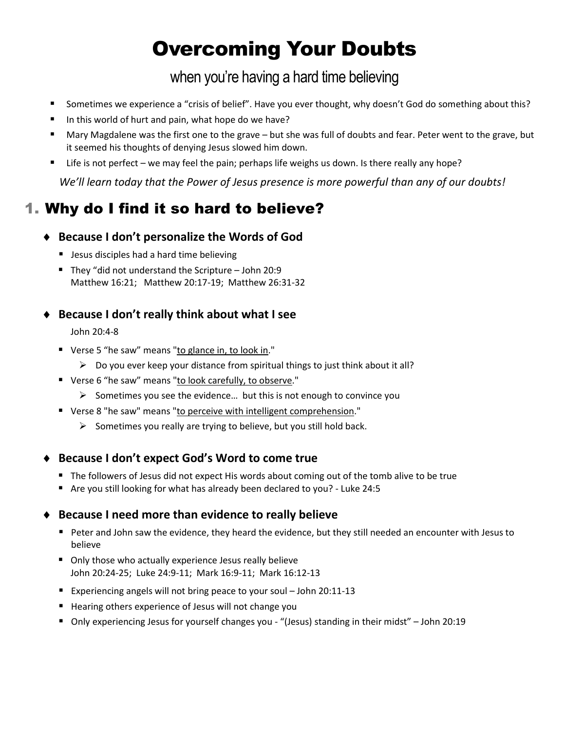# Overcoming Your Doubts

## when you're having a hard time believing

- Sometimes we experience a "crisis of belief". Have you ever thought, why doesn't God do something about this?
- In this world of hurt and pain, what hope do we have?
- Mary Magdalene was the first one to the grave – but she was full of doubts and fear. Peter went to the grave, but it seemed his thoughts of denying Jesus slowed him down.
- Life is not perfect – we may feel the pain; perhaps life weighs us down. Is there really any hope?

*We'll learn today that the Power of Jesus presence is more powerful than any of our doubts!*

## 1. Why do I find it so hard to believe?

- **Because I don't personalize the Words of God**
  - Jesus disciples had a hard time believing
  - They "did not understand the Scripture – John 20:9
    Matthew 16:21; Matthew 20:17-19; Matthew 26:31-32

- **Because I don't really think about what I see**

  John 20:4-8

  - Verse 5 "he saw" means "<u>to glance in, to look in</u>."
    - Do you ever keep your distance from spiritual things to just think about it all?
  - Verse 6 "he saw" means "<u>to look carefully, to observe</u>."
    - Sometimes you see the evidence… but this is not enough to convince you
  - Verse 8 "he saw" means "<u>to perceive with intelligent comprehension</u>."
    - Sometimes you really are trying to believe, but you still hold back.

- **Because I don't expect God's Word to come true**
  - The followers of Jesus did not expect His words about coming out of the tomb alive to be true
  - Are you still looking for what has already been declared to you? - Luke 24:5

- **Because I need more than evidence to really believe**
  - Peter and John saw the evidence, they heard the evidence, but they still needed an encounter with Jesus to believe
  - Only those who actually experience Jesus really believe
    John 20:24-25; Luke 24:9-11; Mark 16:9-11; Mark 16:12-13
  - Experiencing angels will not bring peace to your soul – John 20:11-13
  - Hearing others experience of Jesus will not change you
  - Only experiencing Jesus for yourself changes you - "(Jesus) standing in their midst" – John 20:19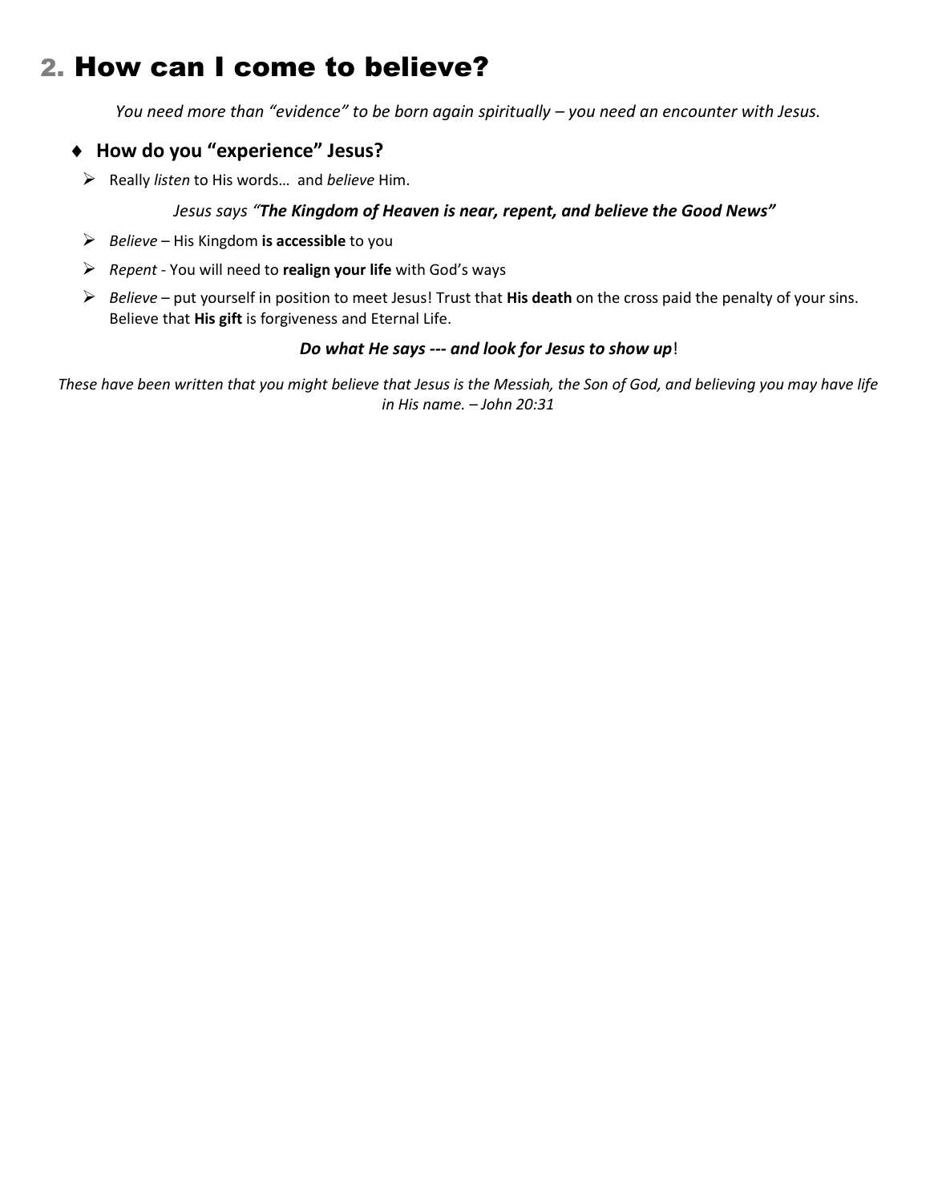## 2. How can I come to believe?

*You need more than "evidence" to be born again spiritually – you need an encounter with Jesus.*

- **How do you "experience" Jesus?**

  - Really *listen* to His words… and *believe* Him.

*Jesus says "**The Kingdom of Heaven is near, repent, and believe the Good News"***

  - *Believe* – His Kingdom **is accessible** to you
  - *Repent* - You will need to **realign your life** with God's ways
  - *Believe* – put yourself in position to meet Jesus! Trust that **His death** on the cross paid the penalty of your sins. Believe that **His gift** is forgiveness and Eternal Life.

***Do what He says --- and look for Jesus to show up*!**

*These have been written that you might believe that Jesus is the Messiah, the Son of God, and believing you may have life in His name. – John 20:31*